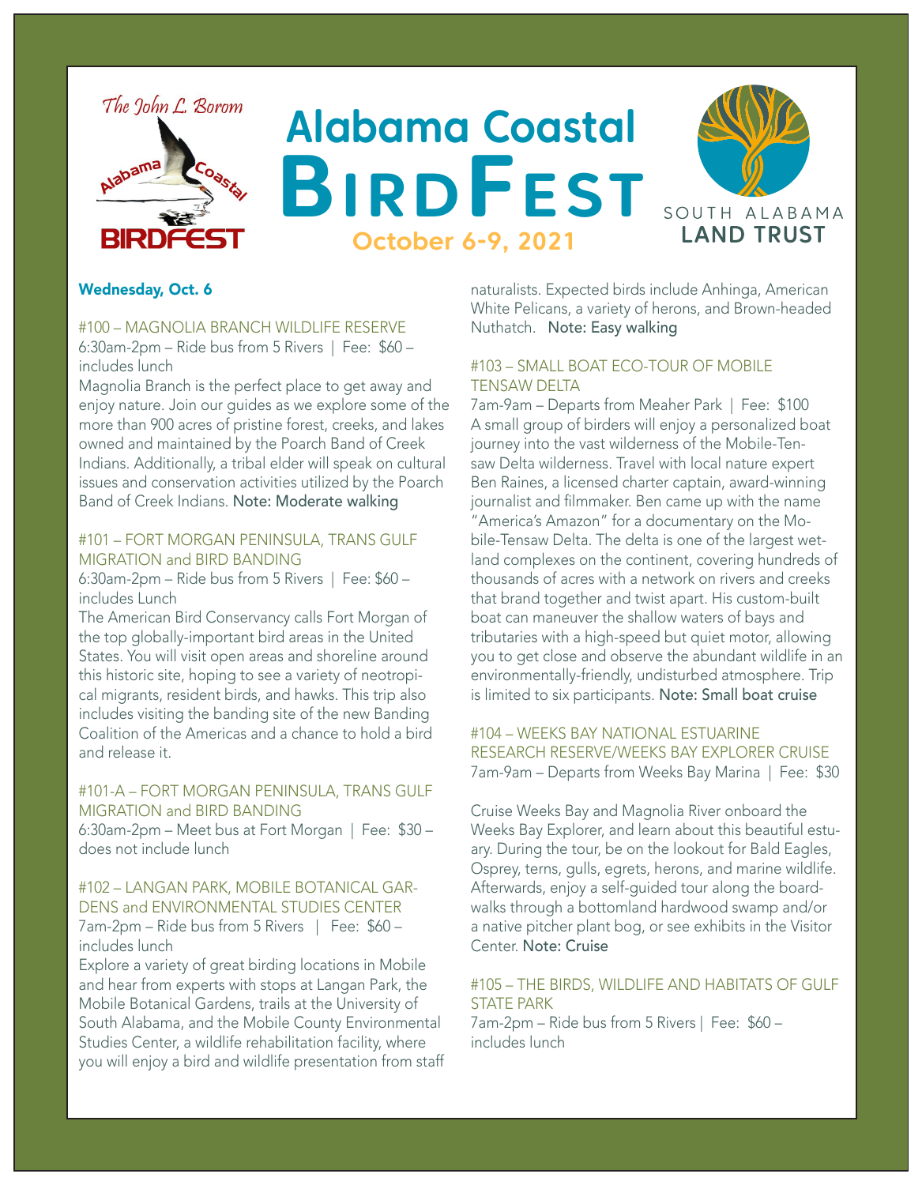The John L. Borom Alabama Coastal BIRDFEST

# Alabama Coastal BirdFest

**October 6-9, 2021**

SOUTH ALABAMA LAND TRUST

## Wednesday, Oct. 6

### #100 – MAGNOLIA BRANCH WILDLIFE RESERVE

6:30am-2pm – Ride bus from 5 Rivers | Fee: $60 – includes lunch

Magnolia Branch is the perfect place to get away and enjoy nature. Join our guides as we explore some of the more than 900 acres of pristine forest, creeks, and lakes owned and maintained by the Poarch Band of Creek Indians. Additionally, a tribal elder will speak on cultural issues and conservation activities utilized by the Poarch Band of Creek Indians. **Note: Moderate walking**

### #101 – FORT MORGAN PENINSULA, TRANS GULF MIGRATION and BIRD BANDING

6:30am-2pm – Ride bus from 5 Rivers | Fee: $60 – includes Lunch

The American Bird Conservancy calls Fort Morgan of the top globally-important bird areas in the United States. You will visit open areas and shoreline around this historic site, hoping to see a variety of neotropical migrants, resident birds, and hawks. This trip also includes visiting the banding site of the new Banding Coalition of the Americas and a chance to hold a bird and release it.

### #101-A – FORT MORGAN PENINSULA, TRANS GULF MIGRATION and BIRD BANDING

6:30am-2pm – Meet bus at Fort Morgan | Fee: $30 – does not include lunch

### #102 – LANGAN PARK, MOBILE BOTANICAL GARDENS and ENVIRONMENTAL STUDIES CENTER

7am-2pm – Ride bus from 5 Rivers | Fee: $60 – includes lunch

Explore a variety of great birding locations in Mobile and hear from experts with stops at Langan Park, the Mobile Botanical Gardens, trails at the University of South Alabama, and the Mobile County Environmental Studies Center, a wildlife rehabilitation facility, where you will enjoy a bird and wildlife presentation from staff naturalists. Expected birds include Anhinga, American White Pelicans, a variety of herons, and Brown-headed Nuthatch. **Note: Easy walking**

### #103 – SMALL BOAT ECO-TOUR OF MOBILE TENSAW DELTA

7am-9am – Departs from Meaher Park | Fee: $100

A small group of birders will enjoy a personalized boat journey into the vast wilderness of the Mobile-Tensaw Delta wilderness. Travel with local nature expert Ben Raines, a licensed charter captain, award-winning journalist and filmmaker. Ben came up with the name "America's Amazon" for a documentary on the Mobile-Tensaw Delta. The delta is one of the largest wetland complexes on the continent, covering hundreds of thousands of acres with a network on rivers and creeks that brand together and twist apart. His custom-built boat can maneuver the shallow waters of bays and tributaries with a high-speed but quiet motor, allowing you to get close and observe the abundant wildlife in an environmentally-friendly, undisturbed atmosphere. Trip is limited to six participants. **Note: Small boat cruise**

### #104 – WEEKS BAY NATIONAL ESTUARINE RESEARCH RESERVE/WEEKS BAY EXPLORER CRUISE

7am-9am – Departs from Weeks Bay Marina | Fee: $30

Cruise Weeks Bay and Magnolia River onboard the Weeks Bay Explorer, and learn about this beautiful estuary. During the tour, be on the lookout for Bald Eagles, Osprey, terns, gulls, egrets, herons, and marine wildlife. Afterwards, enjoy a self-guided tour along the boardwalks through a bottomland hardwood swamp and/or a native pitcher plant bog, or see exhibits in the Visitor Center. **Note: Cruise**

### #105 – THE BIRDS, WILDLIFE AND HABITATS OF GULF STATE PARK

7am-2pm – Ride bus from 5 Rivers | Fee: $60 – includes lunch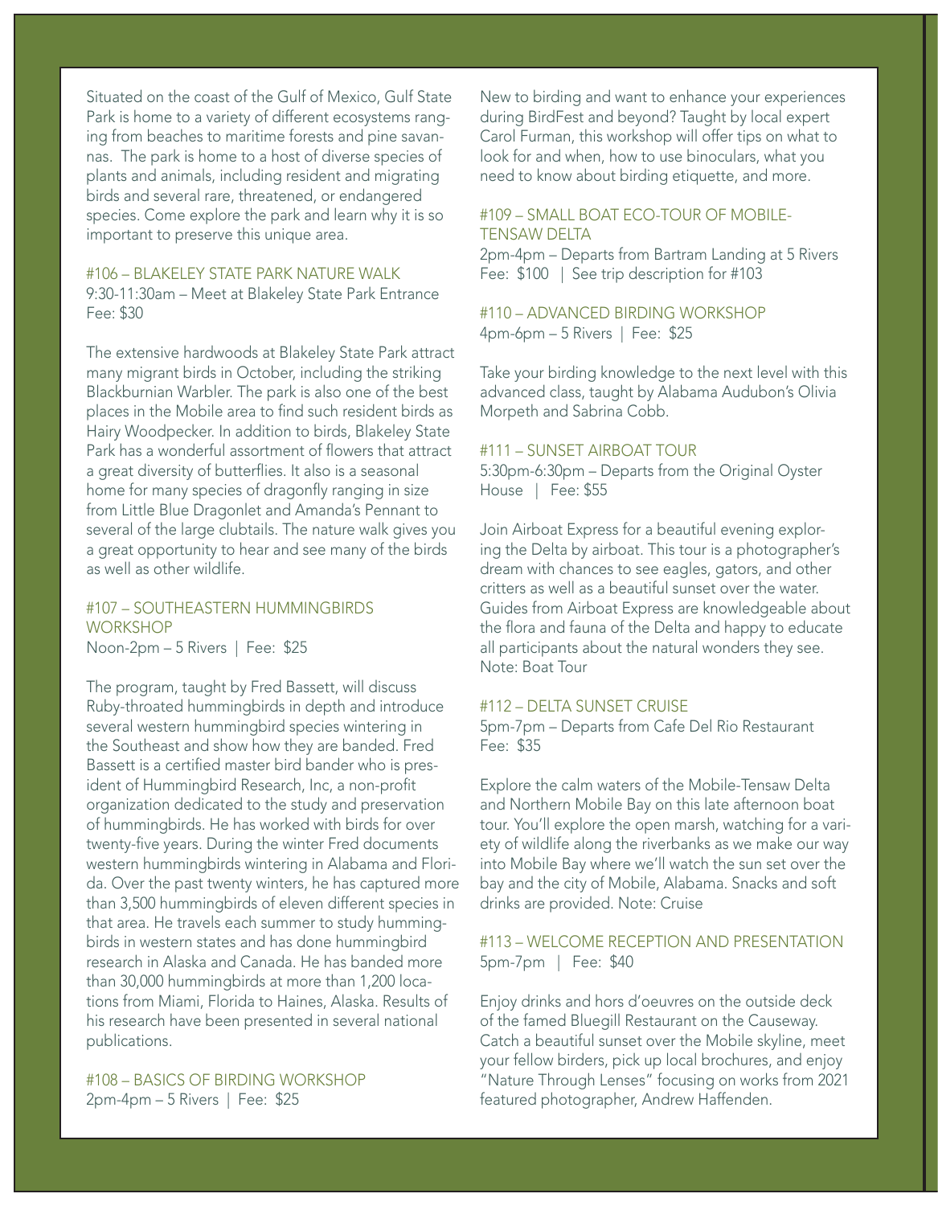Situated on the coast of the Gulf of Mexico, Gulf State Park is home to a variety of different ecosystems ranging from beaches to maritime forests and pine savannas. The park is home to a host of diverse species of plants and animals, including resident and migrating birds and several rare, threatened, or endangered species. Come explore the park and learn why it is so important to preserve this unique area.

### #106 – BLAKELEY STATE PARK NATURE WALK

9:30-11:30am – Meet at Blakeley State Park Entrance
Fee: $30

The extensive hardwoods at Blakeley State Park attract many migrant birds in October, including the striking Blackburnian Warbler. The park is also one of the best places in the Mobile area to find such resident birds as Hairy Woodpecker. In addition to birds, Blakeley State Park has a wonderful assortment of flowers that attract a great diversity of butterflies. It also is a seasonal home for many species of dragonfly ranging in size from Little Blue Dragonlet and Amanda's Pennant to several of the large clubtails. The nature walk gives you a great opportunity to hear and see many of the birds as well as other wildlife.

### #107 – SOUTHEASTERN HUMMINGBIRDS WORKSHOP

Noon-2pm – 5 Rivers | Fee: $25

The program, taught by Fred Bassett, will discuss Ruby-throated hummingbirds in depth and introduce several western hummingbird species wintering in the Southeast and show how they are banded. Fred Bassett is a certified master bird bander who is president of Hummingbird Research, Inc, a non-profit organization dedicated to the study and preservation of hummingbirds. He has worked with birds for over twenty-five years. During the winter Fred documents western hummingbirds wintering in Alabama and Florida. Over the past twenty winters, he has captured more than 3,500 hummingbirds of eleven different species in that area. He travels each summer to study hummingbirds in western states and has done hummingbird research in Alaska and Canada. He has banded more than 30,000 hummingbirds at more than 1,200 locations from Miami, Florida to Haines, Alaska. Results of his research have been presented in several national publications.

### #108 – BASICS OF BIRDING WORKSHOP

2pm-4pm – 5 Rivers | Fee: $25

New to birding and want to enhance your experiences during BirdFest and beyond? Taught by local expert Carol Furman, this workshop will offer tips on what to look for and when, how to use binoculars, what you need to know about birding etiquette, and more.

### #109 – SMALL BOAT ECO-TOUR OF MOBILE-TENSAW DELTA

2pm-4pm – Departs from Bartram Landing at 5 Rivers
Fee: $100 | See trip description for #103

### #110 – ADVANCED BIRDING WORKSHOP

4pm-6pm – 5 Rivers | Fee: $25

Take your birding knowledge to the next level with this advanced class, taught by Alabama Audubon's Olivia Morpeth and Sabrina Cobb.

### #111 – SUNSET AIRBOAT TOUR

5:30pm-6:30pm – Departs from the Original Oyster House | Fee: $55

Join Airboat Express for a beautiful evening exploring the Delta by airboat. This tour is a photographer's dream with chances to see eagles, gators, and other critters as well as a beautiful sunset over the water. Guides from Airboat Express are knowledgeable about the flora and fauna of the Delta and happy to educate all participants about the natural wonders they see. Note: Boat Tour

### #112 – DELTA SUNSET CRUISE

5pm-7pm – Departs from Cafe Del Rio Restaurant
Fee: $35

Explore the calm waters of the Mobile-Tensaw Delta and Northern Mobile Bay on this late afternoon boat tour. You'll explore the open marsh, watching for a variety of wildlife along the riverbanks as we make our way into Mobile Bay where we'll watch the sun set over the bay and the city of Mobile, Alabama. Snacks and soft drinks are provided. Note: Cruise

### #113 – WELCOME RECEPTION AND PRESENTATION

5pm-7pm | Fee: $40

Enjoy drinks and hors d'oeuvres on the outside deck of the famed Bluegill Restaurant on the Causeway. Catch a beautiful sunset over the Mobile skyline, meet your fellow birders, pick up local brochures, and enjoy "Nature Through Lenses" focusing on works from 2021 featured photographer, Andrew Haffenden.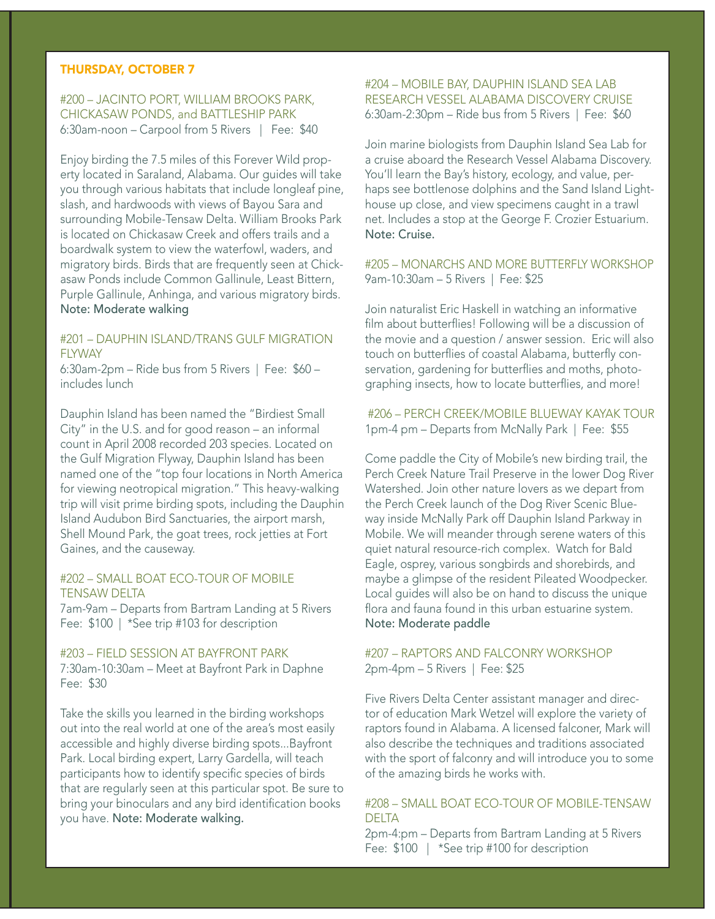## THURSDAY, OCTOBER 7

### #200 – JACINTO PORT, WILLIAM BROOKS PARK, CHICKASAW PONDS, and BATTLESHIP PARK

6:30am-noon – Carpool from 5 Rivers | Fee: $40

Enjoy birding the 7.5 miles of this Forever Wild property located in Saraland, Alabama. Our guides will take you through various habitats that include longleaf pine, slash, and hardwoods with views of Bayou Sara and surrounding Mobile-Tensaw Delta. William Brooks Park is located on Chickasaw Creek and offers trails and a boardwalk system to view the waterfowl, waders, and migratory birds. Birds that are frequently seen at Chickasaw Ponds include Common Gallinule, Least Bittern, Purple Gallinule, Anhinga, and various migratory birds. **Note: Moderate walking**

### #201 – DAUPHIN ISLAND/TRANS GULF MIGRATION FLYWAY

6:30am-2pm – Ride bus from 5 Rivers | Fee: $60 – includes lunch

Dauphin Island has been named the "Birdiest Small City" in the U.S. and for good reason – an informal count in April 2008 recorded 203 species. Located on the Gulf Migration Flyway, Dauphin Island has been named one of the "top four locations in North America for viewing neotropical migration." This heavy-walking trip will visit prime birding spots, including the Dauphin Island Audubon Bird Sanctuaries, the airport marsh, Shell Mound Park, the goat trees, rock jetties at Fort Gaines, and the causeway.

### #202 – SMALL BOAT ECO-TOUR OF MOBILE TENSAW DELTA

7am-9am – Departs from Bartram Landing at 5 Rivers
Fee: $100 | *See trip #103 for description

### #203 – FIELD SESSION AT BAYFRONT PARK

7:30am-10:30am – Meet at Bayfront Park in Daphne
Fee: $30

Take the skills you learned in the birding workshops out into the real world at one of the area's most easily accessible and highly diverse birding spots...Bayfront Park. Local birding expert, Larry Gardella, will teach participants how to identify specific species of birds that are regularly seen at this particular spot. Be sure to bring your binoculars and any bird identification books you have. **Note: Moderate walking.**

### #204 – MOBILE BAY, DAUPHIN ISLAND SEA LAB RESEARCH VESSEL ALABAMA DISCOVERY CRUISE

6:30am-2:30pm – Ride bus from 5 Rivers | Fee: $60

Join marine biologists from Dauphin Island Sea Lab for a cruise aboard the Research Vessel Alabama Discovery. You'll learn the Bay's history, ecology, and value, perhaps see bottlenose dolphins and the Sand Island Lighthouse up close, and view specimens caught in a trawl net. Includes a stop at the George F. Crozier Estuarium. **Note: Cruise.**

### #205 – MONARCHS AND MORE BUTTERFLY WORKSHOP

9am-10:30am – 5 Rivers | Fee: $25

Join naturalist Eric Haskell in watching an informative film about butterflies! Following will be a discussion of the movie and a question / answer session. Eric will also touch on butterflies of coastal Alabama, butterfly conservation, gardening for butterflies and moths, photographing insects, how to locate butterflies, and more!

### #206 – PERCH CREEK/MOBILE BLUEWAY KAYAK TOUR

1pm-4 pm – Departs from McNally Park | Fee: $55

Come paddle the City of Mobile's new birding trail, the Perch Creek Nature Trail Preserve in the lower Dog River Watershed. Join other nature lovers as we depart from the Perch Creek launch of the Dog River Scenic Blueway inside McNally Park off Dauphin Island Parkway in Mobile. We will meander through serene waters of this quiet natural resource-rich complex. Watch for Bald Eagle, osprey, various songbirds and shorebirds, and maybe a glimpse of the resident Pileated Woodpecker. Local guides will also be on hand to discuss the unique flora and fauna found in this urban estuarine system. **Note: Moderate paddle**

### #207 – RAPTORS AND FALCONRY WORKSHOP

2pm-4pm – 5 Rivers | Fee: $25

Five Rivers Delta Center assistant manager and director of education Mark Wetzel will explore the variety of raptors found in Alabama. A licensed falconer, Mark will also describe the techniques and traditions associated with the sport of falconry and will introduce you to some of the amazing birds he works with.

### #208 – SMALL BOAT ECO-TOUR OF MOBILE-TENSAW DELTA

2pm-4:pm – Departs from Bartram Landing at 5 Rivers
Fee: $100 | *See trip #100 for description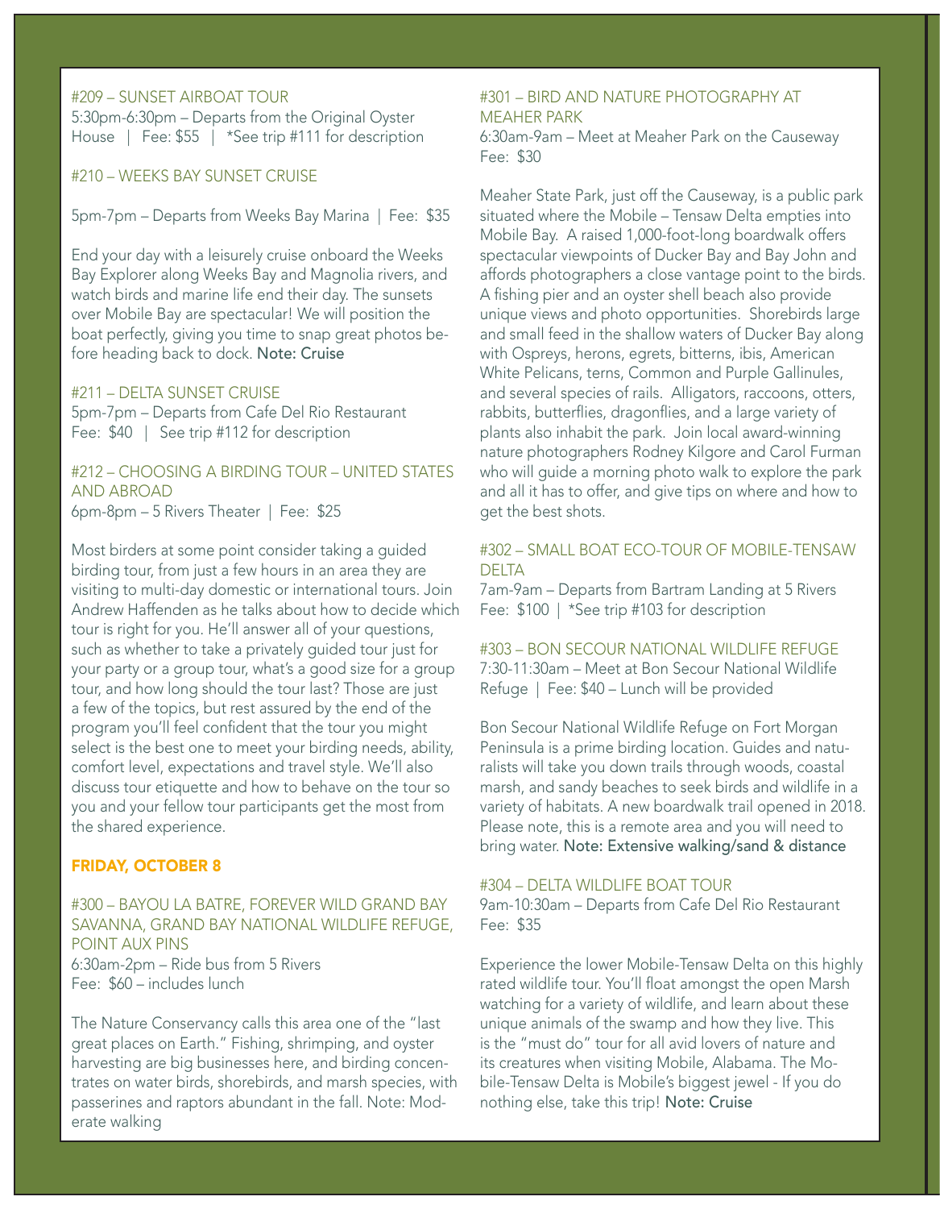### #209 – SUNSET AIRBOAT TOUR

5:30pm-6:30pm – Departs from the Original Oyster House | Fee: $55 | *See trip #111 for description

### #210 – WEEKS BAY SUNSET CRUISE

5pm-7pm – Departs from Weeks Bay Marina | Fee: $35

End your day with a leisurely cruise onboard the Weeks Bay Explorer along Weeks Bay and Magnolia rivers, and watch birds and marine life end their day. The sunsets over Mobile Bay are spectacular! We will position the boat perfectly, giving you time to snap great photos before heading back to dock. **Note: Cruise**

### #211 – DELTA SUNSET CRUISE

5pm-7pm – Departs from Cafe Del Rio Restaurant
Fee: $40 | See trip #112 for description

### #212 – CHOOSING A BIRDING TOUR – UNITED STATES AND ABROAD

6pm-8pm – 5 Rivers Theater | Fee: $25

Most birders at some point consider taking a guided birding tour, from just a few hours in an area they are visiting to multi-day domestic or international tours. Join Andrew Haffenden as he talks about how to decide which tour is right for you. He'll answer all of your questions, such as whether to take a privately guided tour just for your party or a group tour, what's a good size for a group tour, and how long should the tour last? Those are just a few of the topics, but rest assured by the end of the program you'll feel confident that the tour you might select is the best one to meet your birding needs, ability, comfort level, expectations and travel style. We'll also discuss tour etiquette and how to behave on the tour so you and your fellow tour participants get the most from the shared experience.

## FRIDAY, OCTOBER 8

### #300 – BAYOU LA BATRE, FOREVER WILD GRAND BAY SAVANNA, GRAND BAY NATIONAL WILDLIFE REFUGE, POINT AUX PINS

6:30am-2pm – Ride bus from 5 Rivers
Fee: $60 – includes lunch

The Nature Conservancy calls this area one of the "last great places on Earth." Fishing, shrimping, and oyster harvesting are big businesses here, and birding concentrates on water birds, shorebirds, and marsh species, with passerines and raptors abundant in the fall. Note: Moderate walking

### #301 – BIRD AND NATURE PHOTOGRAPHY AT MEAHER PARK

6:30am-9am – Meet at Meaher Park on the Causeway
Fee: $30

Meaher State Park, just off the Causeway, is a public park situated where the Mobile – Tensaw Delta empties into Mobile Bay. A raised 1,000-foot-long boardwalk offers spectacular viewpoints of Ducker Bay and Bay John and affords photographers a close vantage point to the birds. A fishing pier and an oyster shell beach also provide unique views and photo opportunities. Shorebirds large and small feed in the shallow waters of Ducker Bay along with Ospreys, herons, egrets, bitterns, ibis, American White Pelicans, terns, Common and Purple Gallinules, and several species of rails. Alligators, raccoons, otters, rabbits, butterflies, dragonflies, and a large variety of plants also inhabit the park. Join local award-winning nature photographers Rodney Kilgore and Carol Furman who will guide a morning photo walk to explore the park and all it has to offer, and give tips on where and how to get the best shots.

### #302 – SMALL BOAT ECO-TOUR OF MOBILE-TENSAW DELTA

7am-9am – Departs from Bartram Landing at 5 Rivers
Fee: $100 | *See trip #103 for description

### #303 – BON SECOUR NATIONAL WILDLIFE REFUGE

7:30-11:30am – Meet at Bon Secour National Wildlife Refuge | Fee: $40 – Lunch will be provided

Bon Secour National Wildlife Refuge on Fort Morgan Peninsula is a prime birding location. Guides and naturalists will take you down trails through woods, coastal marsh, and sandy beaches to seek birds and wildlife in a variety of habitats. A new boardwalk trail opened in 2018. Please note, this is a remote area and you will need to bring water. **Note: Extensive walking/sand & distance**

### #304 – DELTA WILDLIFE BOAT TOUR

9am-10:30am – Departs from Cafe Del Rio Restaurant
Fee: $35

Experience the lower Mobile-Tensaw Delta on this highly rated wildlife tour. You'll float amongst the open Marsh watching for a variety of wildlife, and learn about these unique animals of the swamp and how they live. This is the "must do" tour for all avid lovers of nature and its creatures when visiting Mobile, Alabama. The Mobile-Tensaw Delta is Mobile's biggest jewel - If you do nothing else, take this trip! **Note: Cruise**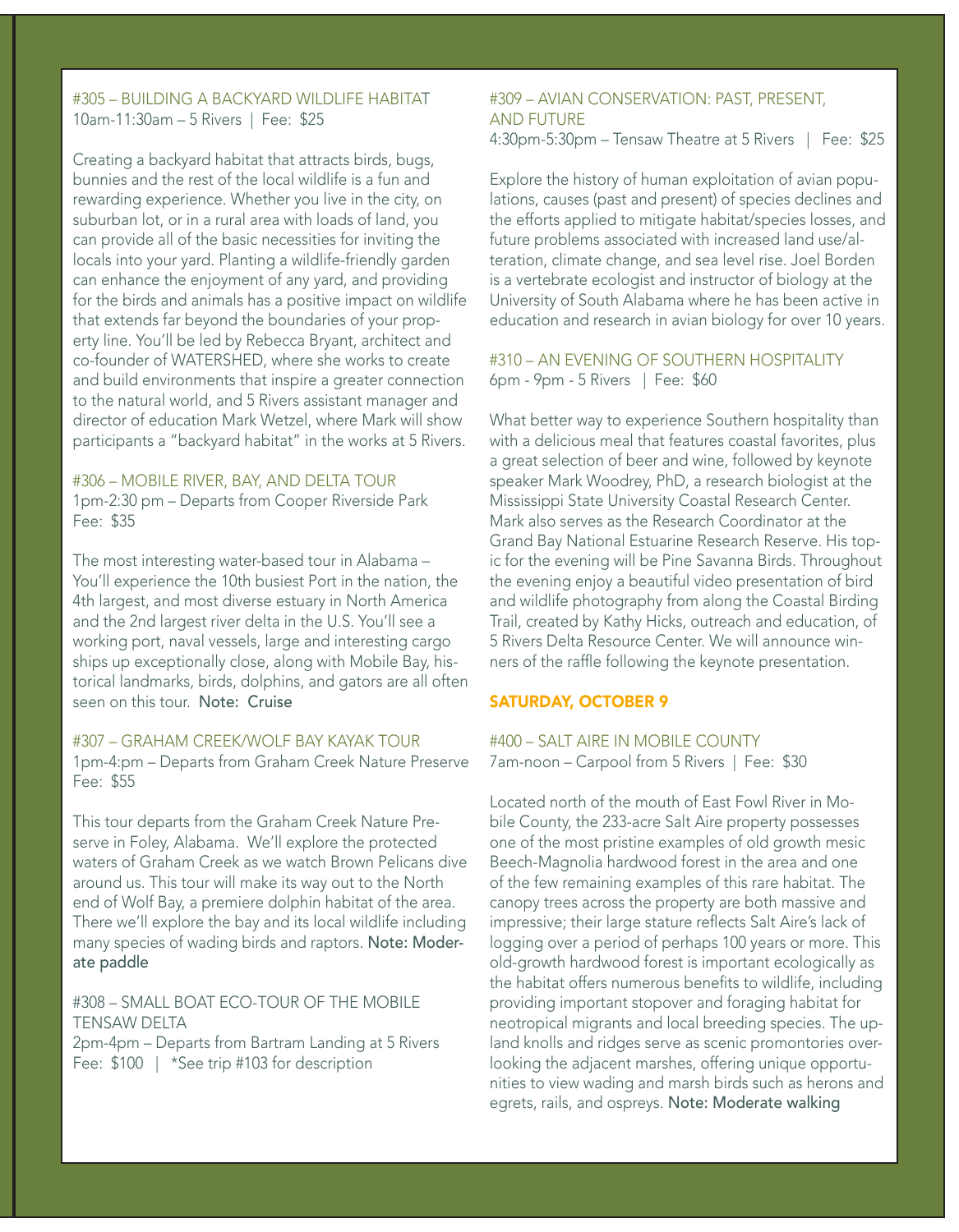### #305 – BUILDING A BACKYARD WILDLIFE HABITAT

10am-11:30am – 5 Rivers | Fee: $25

Creating a backyard habitat that attracts birds, bugs, bunnies and the rest of the local wildlife is a fun and rewarding experience. Whether you live in the city, on suburban lot, or in a rural area with loads of land, you can provide all of the basic necessities for inviting the locals into your yard. Planting a wildlife-friendly garden can enhance the enjoyment of any yard, and providing for the birds and animals has a positive impact on wildlife that extends far beyond the boundaries of your property line. You'll be led by Rebecca Bryant, architect and co-founder of WATERSHED, where she works to create and build environments that inspire a greater connection to the natural world, and 5 Rivers assistant manager and director of education Mark Wetzel, where Mark will show participants a "backyard habitat" in the works at 5 Rivers.

### #306 – MOBILE RIVER, BAY, AND DELTA TOUR

1pm-2:30 pm – Departs from Cooper Riverside Park
Fee: $35

The most interesting water-based tour in Alabama – You'll experience the 10th busiest Port in the nation, the 4th largest, and most diverse estuary in North America and the 2nd largest river delta in the U.S. You'll see a working port, naval vessels, large and interesting cargo ships up exceptionally close, along with Mobile Bay, historical landmarks, birds, dolphins, and gators are all often seen on this tour. **Note: Cruise**

### #307 – GRAHAM CREEK/WOLF BAY KAYAK TOUR

1pm-4:pm – Departs from Graham Creek Nature Preserve
Fee: $55

This tour departs from the Graham Creek Nature Preserve in Foley, Alabama. We'll explore the protected waters of Graham Creek as we watch Brown Pelicans dive around us. This tour will make its way out to the North end of Wolf Bay, a premiere dolphin habitat of the area. There we'll explore the bay and its local wildlife including many species of wading birds and raptors. **Note: Moderate paddle**

### #308 – SMALL BOAT ECO-TOUR OF THE MOBILE TENSAW DELTA

2pm-4pm – Departs from Bartram Landing at 5 Rivers
Fee: $100 | *See trip #103 for description

### #309 – AVIAN CONSERVATION: PAST, PRESENT, AND FUTURE

4:30pm-5:30pm – Tensaw Theatre at 5 Rivers | Fee: $25

Explore the history of human exploitation of avian populations, causes (past and present) of species declines and the efforts applied to mitigate habitat/species losses, and future problems associated with increased land use/alteration, climate change, and sea level rise. Joel Borden is a vertebrate ecologist and instructor of biology at the University of South Alabama where he has been active in education and research in avian biology for over 10 years.

### #310 – AN EVENING OF SOUTHERN HOSPITALITY

6pm - 9pm - 5 Rivers | Fee: $60

What better way to experience Southern hospitality than with a delicious meal that features coastal favorites, plus a great selection of beer and wine, followed by keynote speaker Mark Woodrey, PhD, a research biologist at the Mississippi State University Coastal Research Center. Mark also serves as the Research Coordinator at the Grand Bay National Estuarine Research Reserve. His topic for the evening will be Pine Savanna Birds. Throughout the evening enjoy a beautiful video presentation of bird and wildlife photography from along the Coastal Birding Trail, created by Kathy Hicks, outreach and education, of 5 Rivers Delta Resource Center. We will announce winners of the raffle following the keynote presentation.

## SATURDAY, OCTOBER 9

### #400 – SALT AIRE IN MOBILE COUNTY

7am-noon – Carpool from 5 Rivers | Fee: $30

Located north of the mouth of East Fowl River in Mobile County, the 233-acre Salt Aire property possesses one of the most pristine examples of old growth mesic Beech-Magnolia hardwood forest in the area and one of the few remaining examples of this rare habitat. The canopy trees across the property are both massive and impressive; their large stature reflects Salt Aire's lack of logging over a period of perhaps 100 years or more. This old-growth hardwood forest is important ecologically as the habitat offers numerous benefits to wildlife, including providing important stopover and foraging habitat for neotropical migrants and local breeding species. The upland knolls and ridges serve as scenic promontories overlooking the adjacent marshes, offering unique opportunities to view wading and marsh birds such as herons and egrets, rails, and ospreys. **Note: Moderate walking**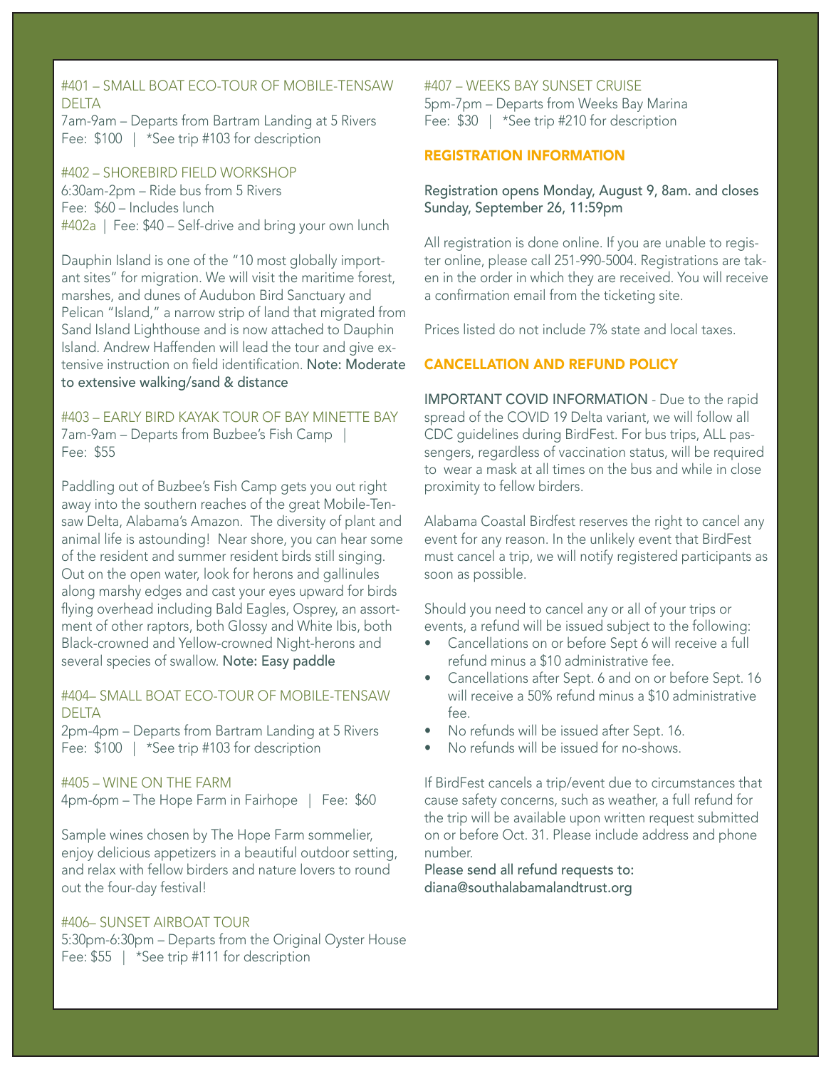#401 – SMALL BOAT ECO-TOUR OF MOBILE-TENSAW DELTA
7am-9am – Departs from Bartram Landing at 5 Rivers
Fee: $100 | *See trip #103 for description

#402 – SHOREBIRD FIELD WORKSHOP
6:30am-2pm – Ride bus from 5 Rivers
Fee: $60 – Includes lunch
#402a | Fee: $40 – Self-drive and bring your own lunch

Dauphin Island is one of the "10 most globally important sites" for migration. We will visit the maritime forest, marshes, and dunes of Audubon Bird Sanctuary and Pelican "Island," a narrow strip of land that migrated from Sand Island Lighthouse and is now attached to Dauphin Island. Andrew Haffenden will lead the tour and give extensive instruction on field identification. Note: Moderate to extensive walking/sand & distance

#403 – EARLY BIRD KAYAK TOUR OF BAY MINETTE BAY
7am-9am – Departs from Buzbee's Fish Camp | Fee: $55

Paddling out of Buzbee's Fish Camp gets you out right away into the southern reaches of the great Mobile-Tensaw Delta, Alabama's Amazon. The diversity of plant and animal life is astounding! Near shore, you can hear some of the resident and summer resident birds still singing. Out on the open water, look for herons and gallinules along marshy edges and cast your eyes upward for birds flying overhead including Bald Eagles, Osprey, an assortment of other raptors, both Glossy and White Ibis, both Black-crowned and Yellow-crowned Night-herons and several species of swallow. Note: Easy paddle

#404– SMALL BOAT ECO-TOUR OF MOBILE-TENSAW DELTA
2pm-4pm – Departs from Bartram Landing at 5 Rivers
Fee: $100 | *See trip #103 for description

#405 – WINE ON THE FARM
4pm-6pm – The Hope Farm in Fairhope | Fee: $60

Sample wines chosen by The Hope Farm sommelier, enjoy delicious appetizers in a beautiful outdoor setting, and relax with fellow birders and nature lovers to round out the four-day festival!

#406– SUNSET AIRBOAT TOUR
5:30pm-6:30pm – Departs from the Original Oyster House
Fee: $55 | *See trip #111 for description

#407 – WEEKS BAY SUNSET CRUISE
5pm-7pm – Departs from Weeks Bay Marina
Fee: $30 | *See trip #210 for description

## REGISTRATION INFORMATION

Registration opens Monday, August 9, 8am. and closes Sunday, September 26, 11:59pm

All registration is done online. If you are unable to register online, please call 251-990-5004. Registrations are taken in the order in which they are received. You will receive a confirmation email from the ticketing site.

Prices listed do not include 7% state and local taxes.

## CANCELLATION AND REFUND POLICY

IMPORTANT COVID INFORMATION - Due to the rapid spread of the COVID 19 Delta variant, we will follow all CDC guidelines during BirdFest. For bus trips, ALL passengers, regardless of vaccination status, will be required to wear a mask at all times on the bus and while in close proximity to fellow birders.

Alabama Coastal Birdfest reserves the right to cancel any event for any reason. In the unlikely event that BirdFest must cancel a trip, we will notify registered participants as soon as possible.

Should you need to cancel any or all of your trips or events, a refund will be issued subject to the following:

- Cancellations on or before Sept 6 will receive a full refund minus a $10 administrative fee.
- Cancellations after Sept. 6 and on or before Sept. 16 will receive a 50% refund minus a $10 administrative fee.
- No refunds will be issued after Sept. 16.
- No refunds will be issued for no-shows.

If BirdFest cancels a trip/event due to circumstances that cause safety concerns, such as weather, a full refund for the trip will be available upon written request submitted on or before Oct. 31. Please include address and phone number.
Please send all refund requests to: diana@southalabamalandtrust.org